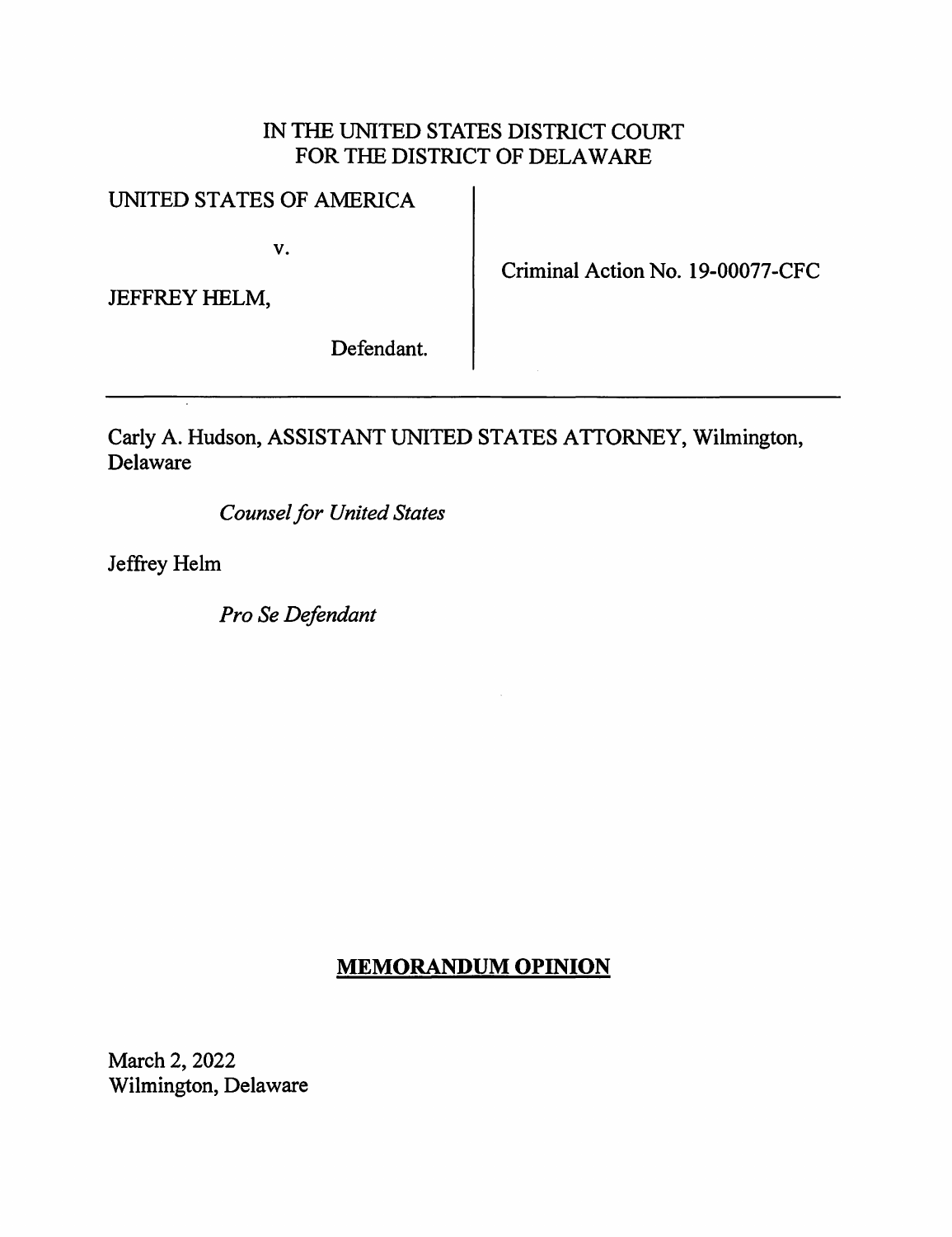IN THE UNITED STATES DISTRICT COURT
FOR THE DISTRICT OF DELAWARE

UNITED STATES OF AMERICA

v.

JEFFREY HELM,

Defendant.

Criminal Action No. 19-00077-CFC

---

Carly A. Hudson, ASSISTANT UNITED STATES ATTORNEY, Wilmington, Delaware

*Counsel for United States*

Jeffrey Helm

*Pro Se Defendant*

## **MEMORANDUM OPINION**

March 2, 2022
Wilmington, Delaware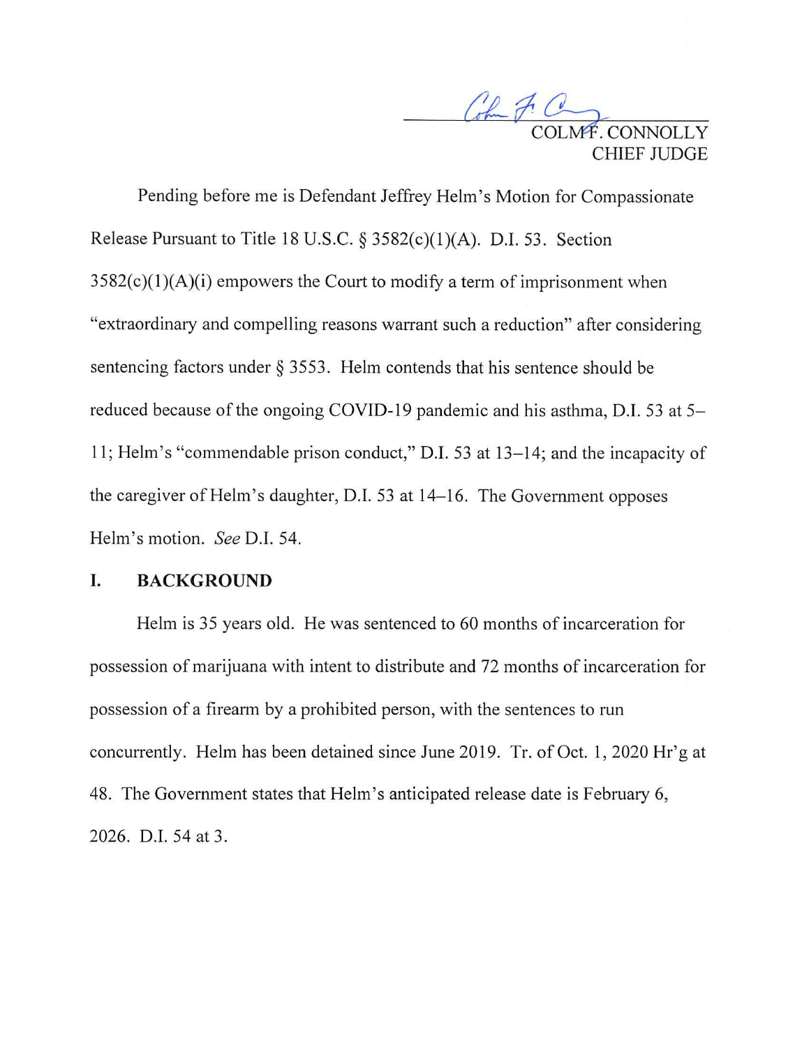COLM F. CONNOLLY
CHIEF JUDGE

Pending before me is Defendant Jeffrey Helm's Motion for Compassionate Release Pursuant to Title 18 U.S.C. § 3582(c)(1)(A). D.I. 53. Section 3582(c)(1)(A)(i) empowers the Court to modify a term of imprisonment when "extraordinary and compelling reasons warrant such a reduction" after considering sentencing factors under § 3553. Helm contends that his sentence should be reduced because of the ongoing COVID-19 pandemic and his asthma, D.I. 53 at 5–11; Helm's "commendable prison conduct," D.I. 53 at 13–14; and the incapacity of the caregiver of Helm's daughter, D.I. 53 at 14–16. The Government opposes Helm's motion. *See* D.I. 54.

## I. BACKGROUND

Helm is 35 years old. He was sentenced to 60 months of incarceration for possession of marijuana with intent to distribute and 72 months of incarceration for possession of a firearm by a prohibited person, with the sentences to run concurrently. Helm has been detained since June 2019. Tr. of Oct. 1, 2020 Hr'g at 48. The Government states that Helm's anticipated release date is February 6, 2026. D.I. 54 at 3.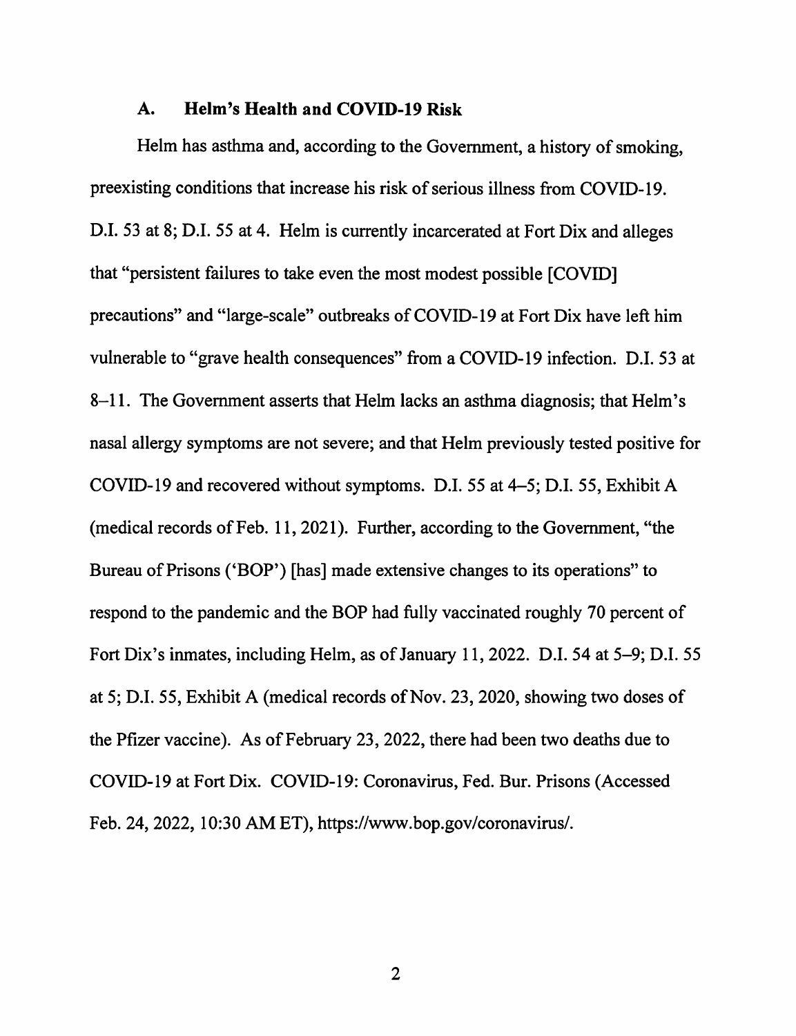### A. Helm's Health and COVID-19 Risk

Helm has asthma and, according to the Government, a history of smoking, preexisting conditions that increase his risk of serious illness from COVID-19. D.I. 53 at 8; D.I. 55 at 4. Helm is currently incarcerated at Fort Dix and alleges that "persistent failures to take even the most modest possible [COVID] precautions" and "large-scale" outbreaks of COVID-19 at Fort Dix have left him vulnerable to "grave health consequences" from a COVID-19 infection. D.I. 53 at 8–11. The Government asserts that Helm lacks an asthma diagnosis; that Helm's nasal allergy symptoms are not severe; and that Helm previously tested positive for COVID-19 and recovered without symptoms. D.I. 55 at 4–5; D.I. 55, Exhibit A (medical records of Feb. 11, 2021). Further, according to the Government, "the Bureau of Prisons ('BOP') [has] made extensive changes to its operations" to respond to the pandemic and the BOP had fully vaccinated roughly 70 percent of Fort Dix's inmates, including Helm, as of January 11, 2022. D.I. 54 at 5–9; D.I. 55 at 5; D.I. 55, Exhibit A (medical records of Nov. 23, 2020, showing two doses of the Pfizer vaccine). As of February 23, 2022, there had been two deaths due to COVID-19 at Fort Dix. COVID-19: Coronavirus, Fed. Bur. Prisons (Accessed Feb. 24, 2022, 10:30 AM ET), https://www.bop.gov/coronavirus/.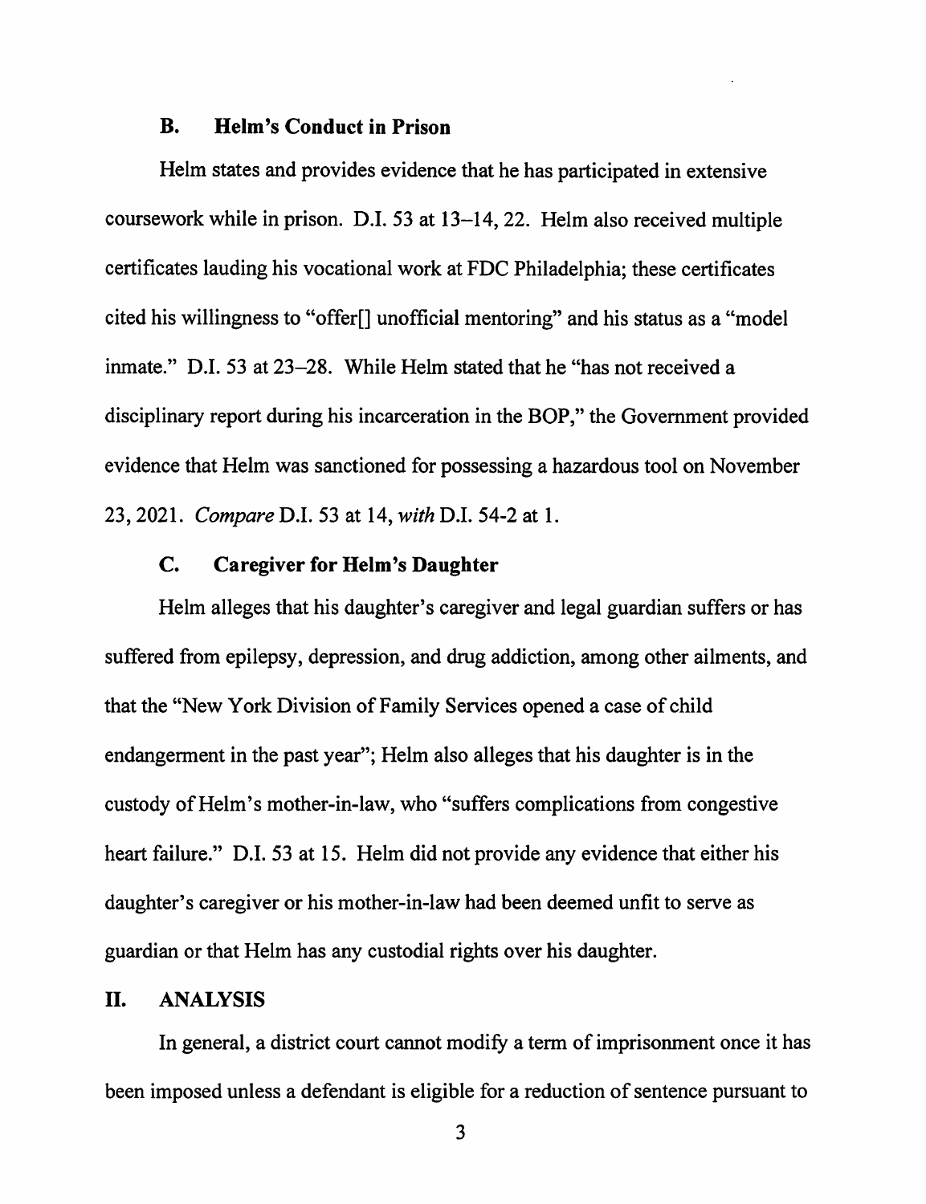### B. Helm's Conduct in Prison

Helm states and provides evidence that he has participated in extensive coursework while in prison. D.I. 53 at 13–14, 22. Helm also received multiple certificates lauding his vocational work at FDC Philadelphia; these certificates cited his willingness to "offer[] unofficial mentoring" and his status as a "model inmate." D.I. 53 at 23–28. While Helm stated that he "has not received a disciplinary report during his incarceration in the BOP," the Government provided evidence that Helm was sanctioned for possessing a hazardous tool on November 23, 2021. *Compare* D.I. 53 at 14, *with* D.I. 54-2 at 1.

### C. Caregiver for Helm's Daughter

Helm alleges that his daughter's caregiver and legal guardian suffers or has suffered from epilepsy, depression, and drug addiction, among other ailments, and that the "New York Division of Family Services opened a case of child endangerment in the past year"; Helm also alleges that his daughter is in the custody of Helm's mother-in-law, who "suffers complications from congestive heart failure." D.I. 53 at 15. Helm did not provide any evidence that either his daughter's caregiver or his mother-in-law had been deemed unfit to serve as guardian or that Helm has any custodial rights over his daughter.

## II. ANALYSIS

In general, a district court cannot modify a term of imprisonment once it has been imposed unless a defendant is eligible for a reduction of sentence pursuant to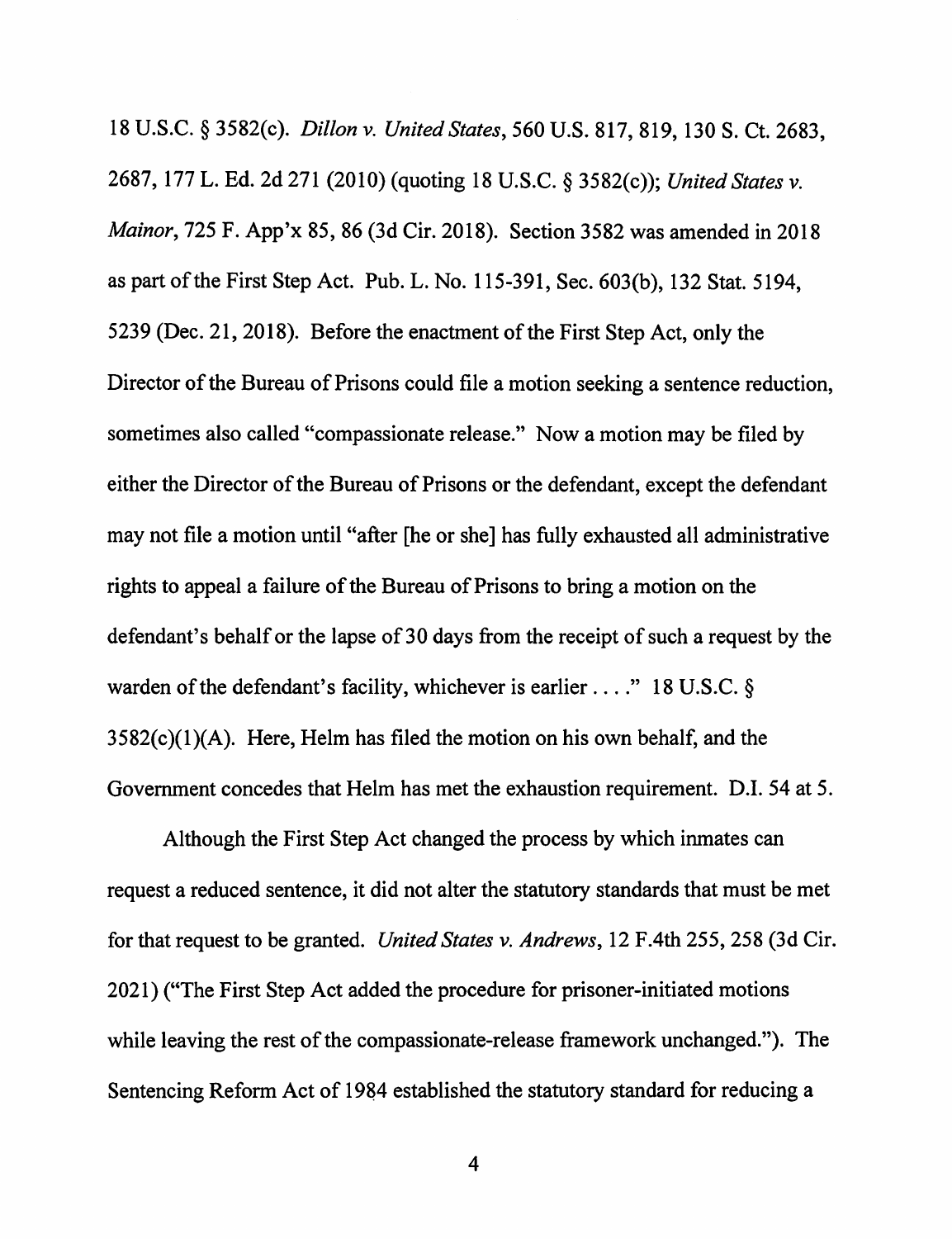18 U.S.C. § 3582(c). *Dillon v. United States*, 560 U.S. 817, 819, 130 S. Ct. 2683, 2687, 177 L. Ed. 2d 271 (2010) (quoting 18 U.S.C. § 3582(c)); *United States v. Mainor*, 725 F. App'x 85, 86 (3d Cir. 2018). Section 3582 was amended in 2018 as part of the First Step Act. Pub. L. No. 115-391, Sec. 603(b), 132 Stat. 5194, 5239 (Dec. 21, 2018). Before the enactment of the First Step Act, only the Director of the Bureau of Prisons could file a motion seeking a sentence reduction, sometimes also called "compassionate release." Now a motion may be filed by either the Director of the Bureau of Prisons or the defendant, except the defendant may not file a motion until "after [he or she] has fully exhausted all administrative rights to appeal a failure of the Bureau of Prisons to bring a motion on the defendant's behalf or the lapse of 30 days from the receipt of such a request by the warden of the defendant's facility, whichever is earlier . . . ." 18 U.S.C. § 3582(c)(1)(A). Here, Helm has filed the motion on his own behalf, and the Government concedes that Helm has met the exhaustion requirement. D.I. 54 at 5.

Although the First Step Act changed the process by which inmates can request a reduced sentence, it did not alter the statutory standards that must be met for that request to be granted. *United States v. Andrews*, 12 F.4th 255, 258 (3d Cir. 2021) ("The First Step Act added the procedure for prisoner-initiated motions while leaving the rest of the compassionate-release framework unchanged."). The Sentencing Reform Act of 1984 established the statutory standard for reducing a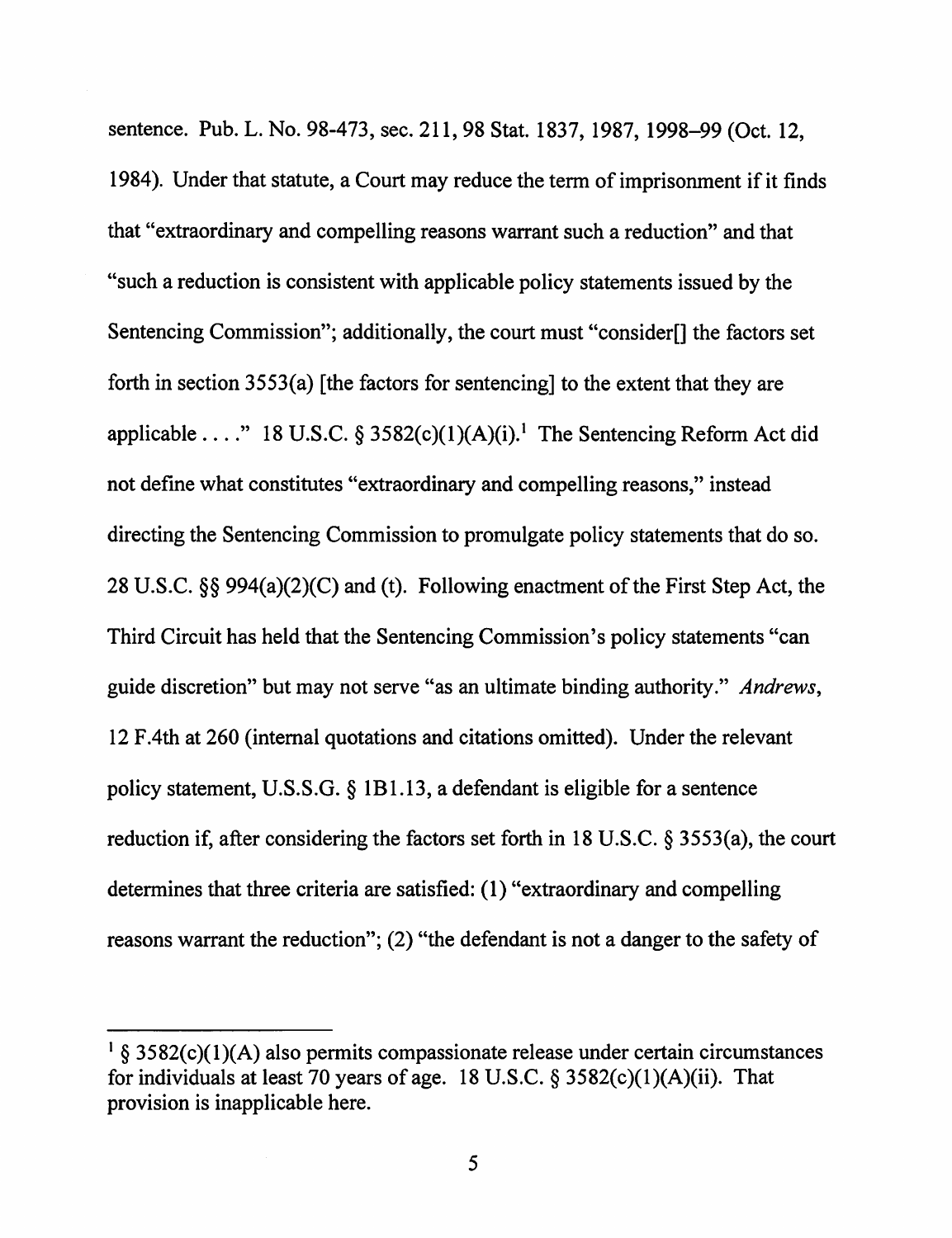sentence. Pub. L. No. 98-473, sec. 211, 98 Stat. 1837, 1987, 1998–99 (Oct. 12, 1984). Under that statute, a Court may reduce the term of imprisonment if it finds that "extraordinary and compelling reasons warrant such a reduction" and that "such a reduction is consistent with applicable policy statements issued by the Sentencing Commission"; additionally, the court must "consider[] the factors set forth in section 3553(a) [the factors for sentencing] to the extent that they are applicable . . . ." 18 U.S.C. § 3582(c)(1)(A)(i).[1] The Sentencing Reform Act did not define what constitutes "extraordinary and compelling reasons," instead directing the Sentencing Commission to promulgate policy statements that do so. 28 U.S.C. §§ 994(a)(2)(C) and (t). Following enactment of the First Step Act, the Third Circuit has held that the Sentencing Commission's policy statements "can guide discretion" but may not serve "as an ultimate binding authority." *Andrews*, 12 F.4th at 260 (internal quotations and citations omitted). Under the relevant policy statement, U.S.S.G. § 1B1.13, a defendant is eligible for a sentence reduction if, after considering the factors set forth in 18 U.S.C. § 3553(a), the court determines that three criteria are satisfied: (1) "extraordinary and compelling reasons warrant the reduction"; (2) "the defendant is not a danger to the safety of

---

[1] § 3582(c)(1)(A) also permits compassionate release under certain circumstances for individuals at least 70 years of age. 18 U.S.C. § 3582(c)(1)(A)(ii). That provision is inapplicable here.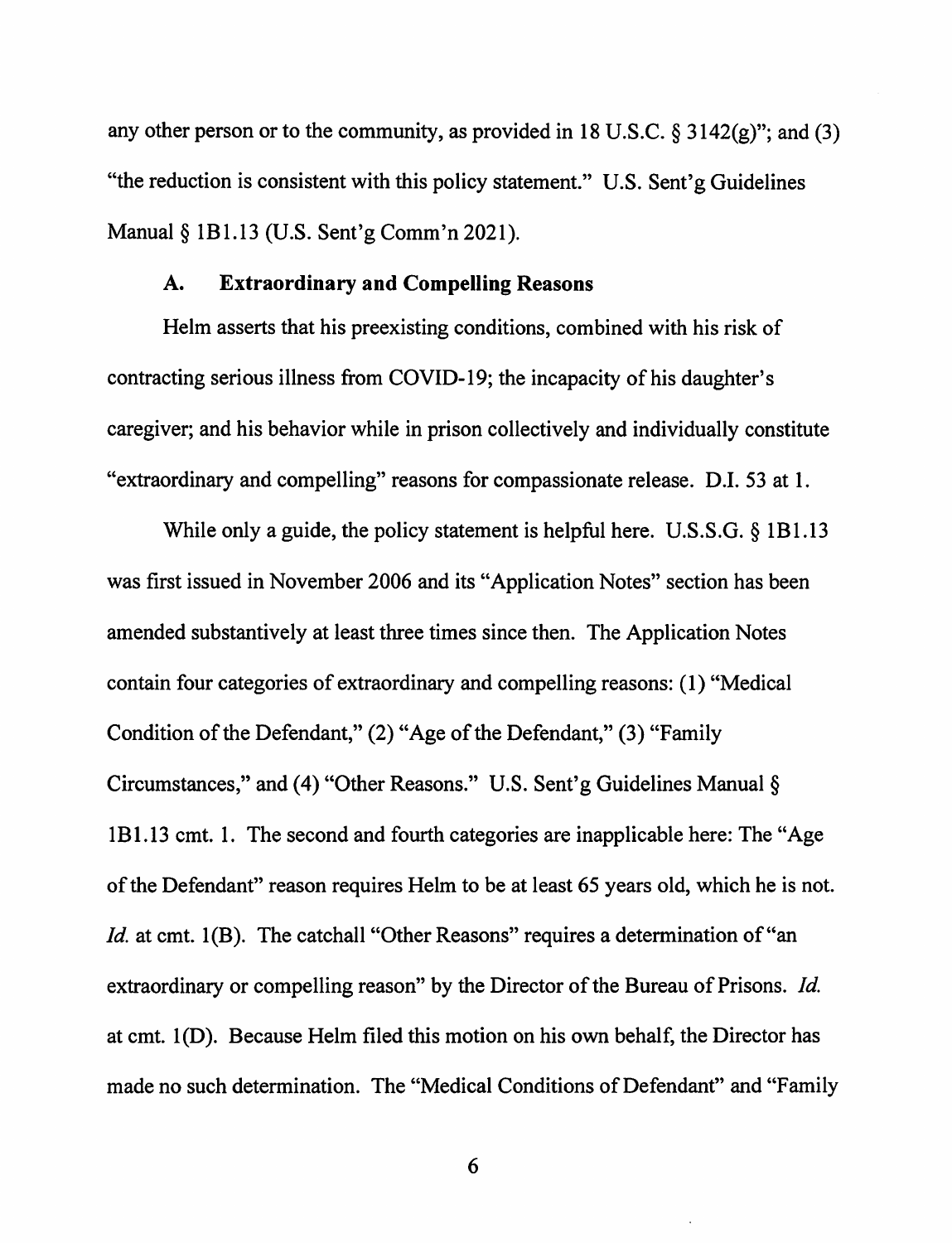any other person or to the community, as provided in 18 U.S.C. § 3142(g)"; and (3) "the reduction is consistent with this policy statement." U.S. Sent'g Guidelines Manual § 1B1.13 (U.S. Sent'g Comm'n 2021).

### A. Extraordinary and Compelling Reasons

Helm asserts that his preexisting conditions, combined with his risk of contracting serious illness from COVID-19; the incapacity of his daughter's caregiver; and his behavior while in prison collectively and individually constitute "extraordinary and compelling" reasons for compassionate release. D.I. 53 at 1.

While only a guide, the policy statement is helpful here. U.S.S.G. § 1B1.13 was first issued in November 2006 and its "Application Notes" section has been amended substantively at least three times since then. The Application Notes contain four categories of extraordinary and compelling reasons: (1) "Medical Condition of the Defendant," (2) "Age of the Defendant," (3) "Family Circumstances," and (4) "Other Reasons." U.S. Sent'g Guidelines Manual § 1B1.13 cmt. 1. The second and fourth categories are inapplicable here: The "Age of the Defendant" reason requires Helm to be at least 65 years old, which he is not. *Id.* at cmt. 1(B). The catchall "Other Reasons" requires a determination of "an extraordinary or compelling reason" by the Director of the Bureau of Prisons. *Id.* at cmt. 1(D). Because Helm filed this motion on his own behalf, the Director has made no such determination. The "Medical Conditions of Defendant" and "Family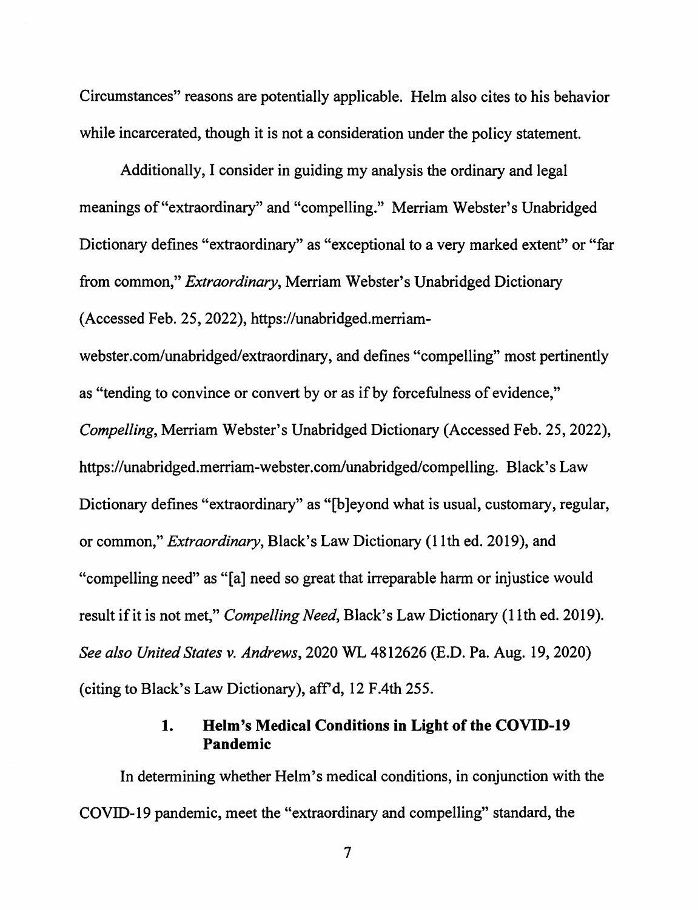Circumstances" reasons are potentially applicable. Helm also cites to his behavior while incarcerated, though it is not a consideration under the policy statement.

Additionally, I consider in guiding my analysis the ordinary and legal meanings of "extraordinary" and "compelling." Merriam Webster's Unabridged Dictionary defines "extraordinary" as "exceptional to a very marked extent" or "far from common," *Extraordinary*, Merriam Webster's Unabridged Dictionary (Accessed Feb. 25, 2022), https://unabridged.merriam-webster.com/unabridged/extraordinary, and defines "compelling" most pertinently as "tending to convince or convert by or as if by forcefulness of evidence," *Compelling*, Merriam Webster's Unabridged Dictionary (Accessed Feb. 25, 2022), https://unabridged.merriam-webster.com/unabridged/compelling. Black's Law Dictionary defines "extraordinary" as "[b]eyond what is usual, customary, regular, or common," *Extraordinary*, Black's Law Dictionary (11th ed. 2019), and "compelling need" as "[a] need so great that irreparable harm or injustice would result if it is not met," *Compelling Need*, Black's Law Dictionary (11th ed. 2019). *See also United States v. Andrews*, 2020 WL 4812626 (E.D. Pa. Aug. 19, 2020) (citing to Black's Law Dictionary), aff'd, 12 F.4th 255.

### 1. Helm's Medical Conditions in Light of the COVID-19 Pandemic

In determining whether Helm's medical conditions, in conjunction with the COVID-19 pandemic, meet the "extraordinary and compelling" standard, the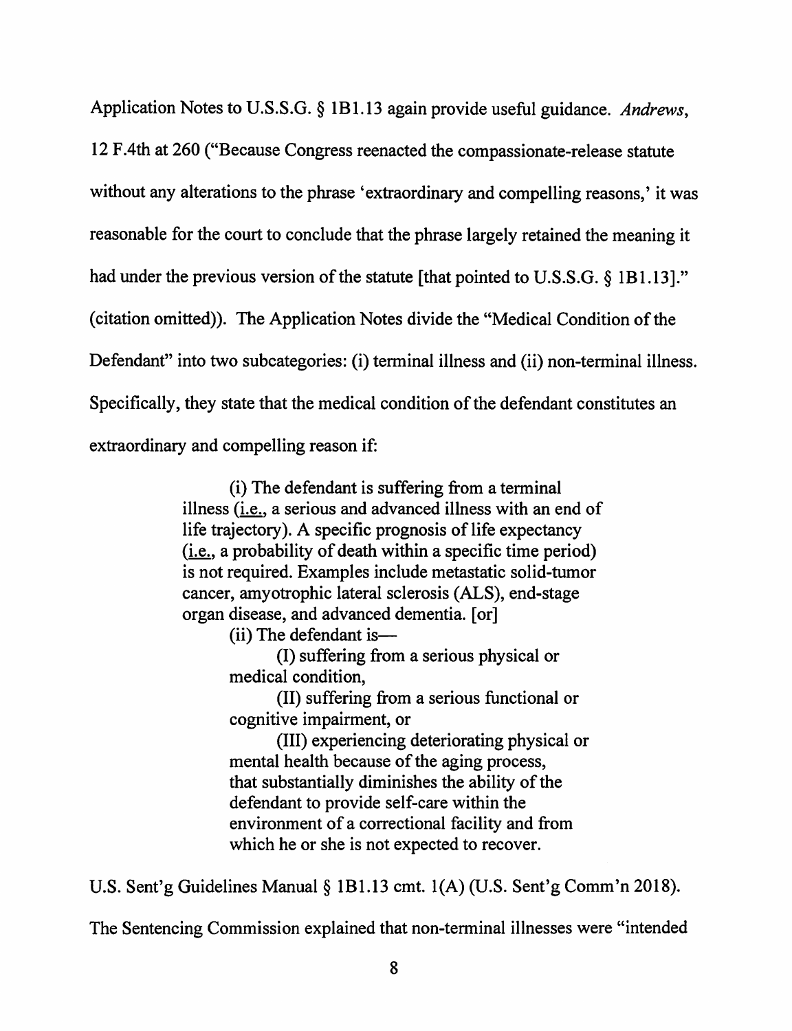Application Notes to U.S.S.G. § 1B1.13 again provide useful guidance. *Andrews*, 12 F.4th at 260 ("Because Congress reenacted the compassionate-release statute without any alterations to the phrase 'extraordinary and compelling reasons,' it was reasonable for the court to conclude that the phrase largely retained the meaning it had under the previous version of the statute [that pointed to U.S.S.G. § 1B1.13]." (citation omitted)). The Application Notes divide the "Medical Condition of the Defendant" into two subcategories: (i) terminal illness and (ii) non-terminal illness. Specifically, they state that the medical condition of the defendant constitutes an extraordinary and compelling reason if:

> (i) The defendant is suffering from a terminal illness (i.e., a serious and advanced illness with an end of life trajectory). A specific prognosis of life expectancy (i.e., a probability of death within a specific time period) is not required. Examples include metastatic solid-tumor cancer, amyotrophic lateral sclerosis (ALS), end-stage organ disease, and advanced dementia. [or]
>
> (ii) The defendant is—
>
> (I) suffering from a serious physical or medical condition,
>
> (II) suffering from a serious functional or cognitive impairment, or
>
> (III) experiencing deteriorating physical or mental health because of the aging process,
>
> that substantially diminishes the ability of the defendant to provide self-care within the environment of a correctional facility and from which he or she is not expected to recover.

U.S. Sent'g Guidelines Manual § 1B1.13 cmt. 1(A) (U.S. Sent'g Comm'n 2018). The Sentencing Commission explained that non-terminal illnesses were "intended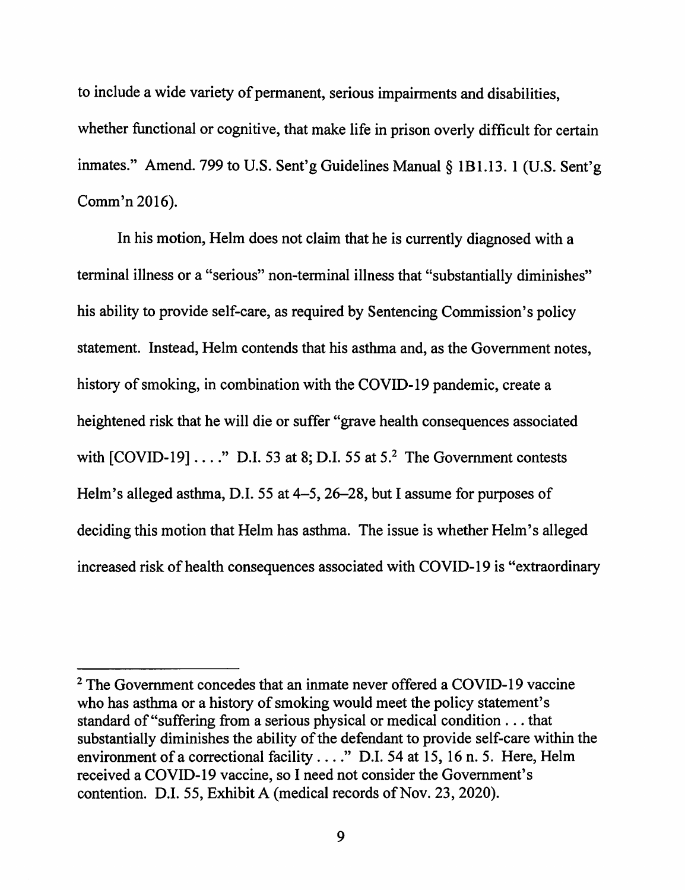to include a wide variety of permanent, serious impairments and disabilities, whether functional or cognitive, that make life in prison overly difficult for certain inmates." Amend. 799 to U.S. Sent'g Guidelines Manual § 1B1.13. 1 (U.S. Sent'g Comm'n 2016).

In his motion, Helm does not claim that he is currently diagnosed with a terminal illness or a "serious" non-terminal illness that "substantially diminishes" his ability to provide self-care, as required by Sentencing Commission's policy statement. Instead, Helm contends that his asthma and, as the Government notes, history of smoking, in combination with the COVID-19 pandemic, create a heightened risk that he will die or suffer "grave health consequences associated with [COVID-19] . . . ." D.I. 53 at 8; D.I. 55 at 5.[2] The Government contests Helm's alleged asthma, D.I. 55 at 4–5, 26–28, but I assume for purposes of deciding this motion that Helm has asthma. The issue is whether Helm's alleged increased risk of health consequences associated with COVID-19 is "extraordinary

---

[2] The Government concedes that an inmate never offered a COVID-19 vaccine who has asthma or a history of smoking would meet the policy statement's standard of "suffering from a serious physical or medical condition . . . that substantially diminishes the ability of the defendant to provide self-care within the environment of a correctional facility . . . ." D.I. 54 at 15, 16 n. 5. Here, Helm received a COVID-19 vaccine, so I need not consider the Government's contention. D.I. 55, Exhibit A (medical records of Nov. 23, 2020).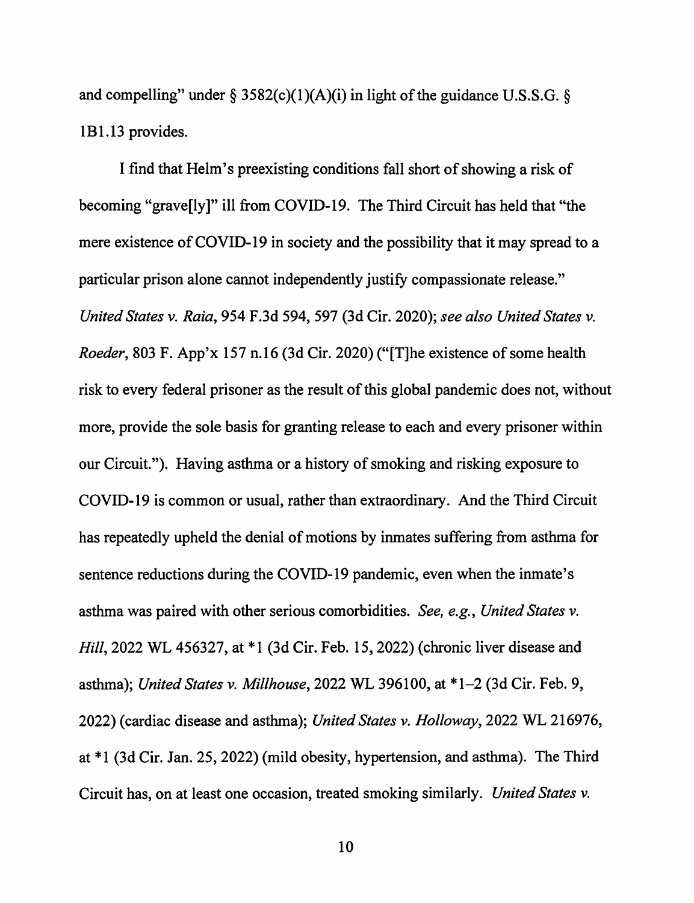and compelling" under § 3582(c)(1)(A)(i) in light of the guidance U.S.S.G. § 1B1.13 provides.

I find that Helm's preexisting conditions fall short of showing a risk of becoming "grave[ly]" ill from COVID-19. The Third Circuit has held that "the mere existence of COVID-19 in society and the possibility that it may spread to a particular prison alone cannot independently justify compassionate release." *United States v. Raia*, 954 F.3d 594, 597 (3d Cir. 2020); *see also United States v. Roeder*, 803 F. App'x 157 n.16 (3d Cir. 2020) ("[T]he existence of some health risk to every federal prisoner as the result of this global pandemic does not, without more, provide the sole basis for granting release to each and every prisoner within our Circuit."). Having asthma or a history of smoking and risking exposure to COVID-19 is common or usual, rather than extraordinary. And the Third Circuit has repeatedly upheld the denial of motions by inmates suffering from asthma for sentence reductions during the COVID-19 pandemic, even when the inmate's asthma was paired with other serious comorbidities. *See, e.g.*, *United States v. Hill*, 2022 WL 456327, at *1 (3d Cir. Feb. 15, 2022) (chronic liver disease and asthma); *United States v. Millhouse*, 2022 WL 396100, at *1–2 (3d Cir. Feb. 9, 2022) (cardiac disease and asthma); *United States v. Holloway*, 2022 WL 216976, at *1 (3d Cir. Jan. 25, 2022) (mild obesity, hypertension, and asthma). The Third Circuit has, on at least one occasion, treated smoking similarly. *United States v.*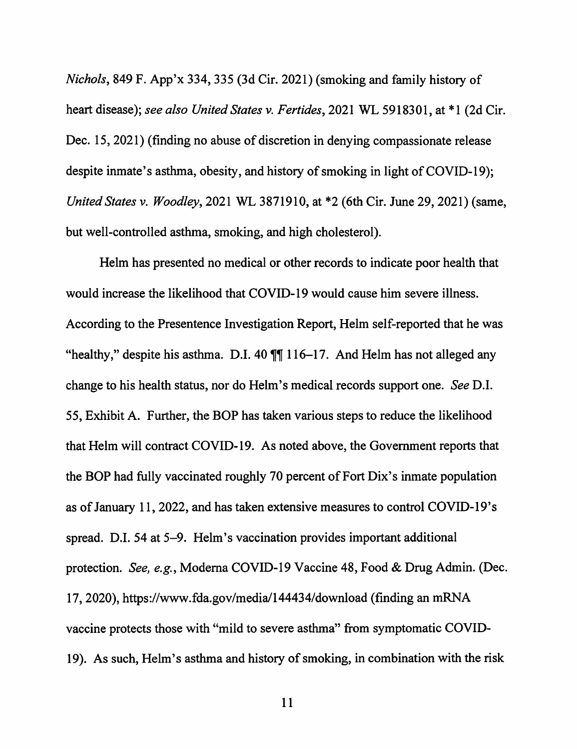*Nichols*, 849 F. App'x 334, 335 (3d Cir. 2021) (smoking and family history of heart disease); *see also United States v. Fertides*, 2021 WL 5918301, at *1 (2d Cir. Dec. 15, 2021) (finding no abuse of discretion in denying compassionate release despite inmate's asthma, obesity, and history of smoking in light of COVID-19); *United States v. Woodley*, 2021 WL 3871910, at *2 (6th Cir. June 29, 2021) (same, but well-controlled asthma, smoking, and high cholesterol).

Helm has presented no medical or other records to indicate poor health that would increase the likelihood that COVID-19 would cause him severe illness. According to the Presentence Investigation Report, Helm self-reported that he was "healthy," despite his asthma. D.I. 40 ¶¶ 116–17. And Helm has not alleged any change to his health status, nor do Helm's medical records support one. *See* D.I. 55, Exhibit A. Further, the BOP has taken various steps to reduce the likelihood that Helm will contract COVID-19. As noted above, the Government reports that the BOP had fully vaccinated roughly 70 percent of Fort Dix's inmate population as of January 11, 2022, and has taken extensive measures to control COVID-19's spread. D.I. 54 at 5–9. Helm's vaccination provides important additional protection. *See, e.g.*, Moderna COVID-19 Vaccine 48, Food & Drug Admin. (Dec. 17, 2020), https://www.fda.gov/media/144434/download (finding an mRNA vaccine protects those with "mild to severe asthma" from symptomatic COVID-19). As such, Helm's asthma and history of smoking, in combination with the risk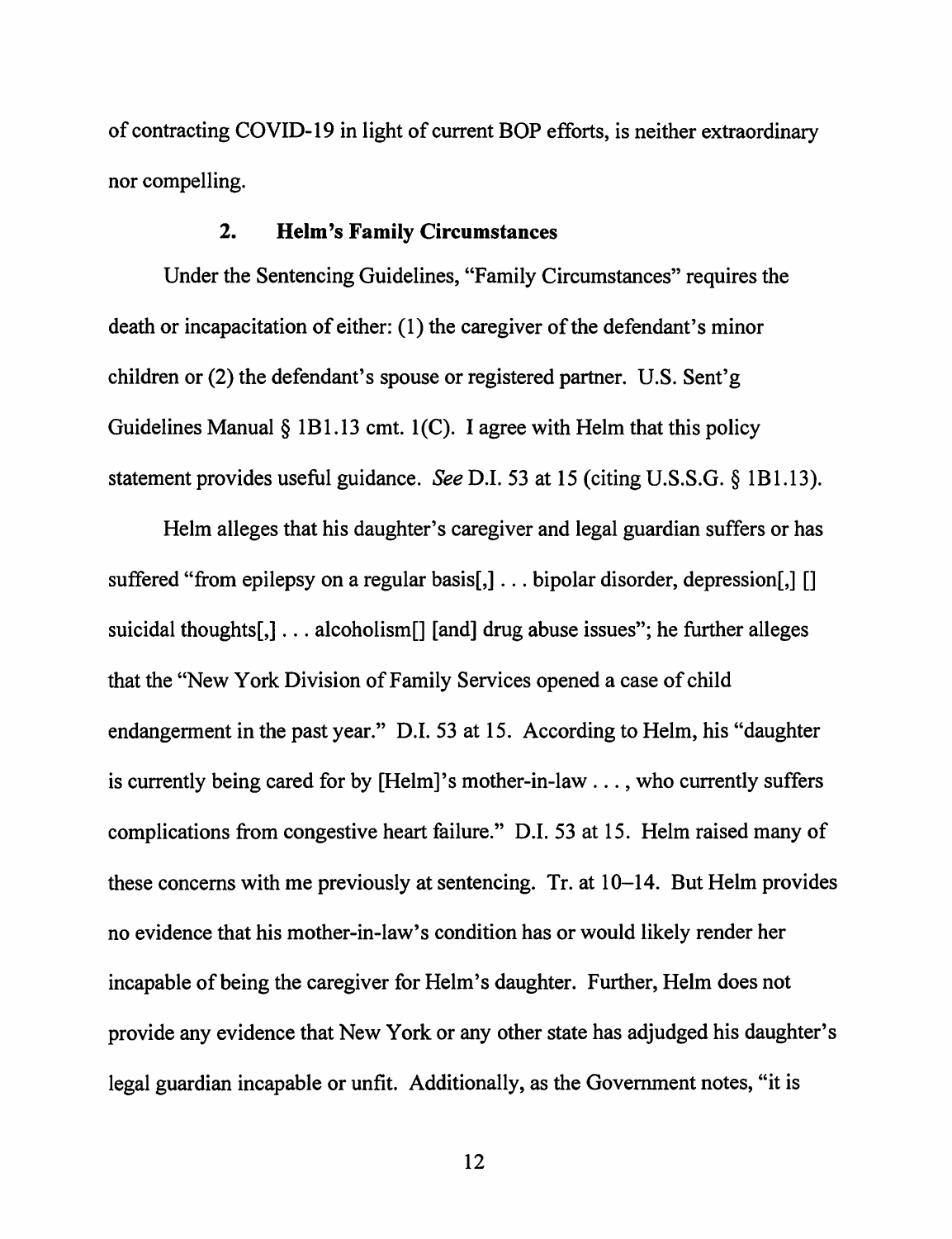of contracting COVID-19 in light of current BOP efforts, is neither extraordinary nor compelling.

### 2. Helm's Family Circumstances

Under the Sentencing Guidelines, "Family Circumstances" requires the death or incapacitation of either: (1) the caregiver of the defendant's minor children or (2) the defendant's spouse or registered partner. U.S. Sent'g Guidelines Manual § 1B1.13 cmt. 1(C). I agree with Helm that this policy statement provides useful guidance. *See* D.I. 53 at 15 (citing U.S.S.G. § 1B1.13).

Helm alleges that his daughter's caregiver and legal guardian suffers or has suffered "from epilepsy on a regular basis[,] . . . bipolar disorder, depression[,] [] suicidal thoughts[,] . . . alcoholism[] [and] drug abuse issues"; he further alleges that the "New York Division of Family Services opened a case of child endangerment in the past year." D.I. 53 at 15. According to Helm, his "daughter is currently being cared for by [Helm]'s mother-in-law . . . , who currently suffers complications from congestive heart failure." D.I. 53 at 15. Helm raised many of these concerns with me previously at sentencing. Tr. at 10–14. But Helm provides no evidence that his mother-in-law's condition has or would likely render her incapable of being the caregiver for Helm's daughter. Further, Helm does not provide any evidence that New York or any other state has adjudged his daughter's legal guardian incapable or unfit. Additionally, as the Government notes, "it is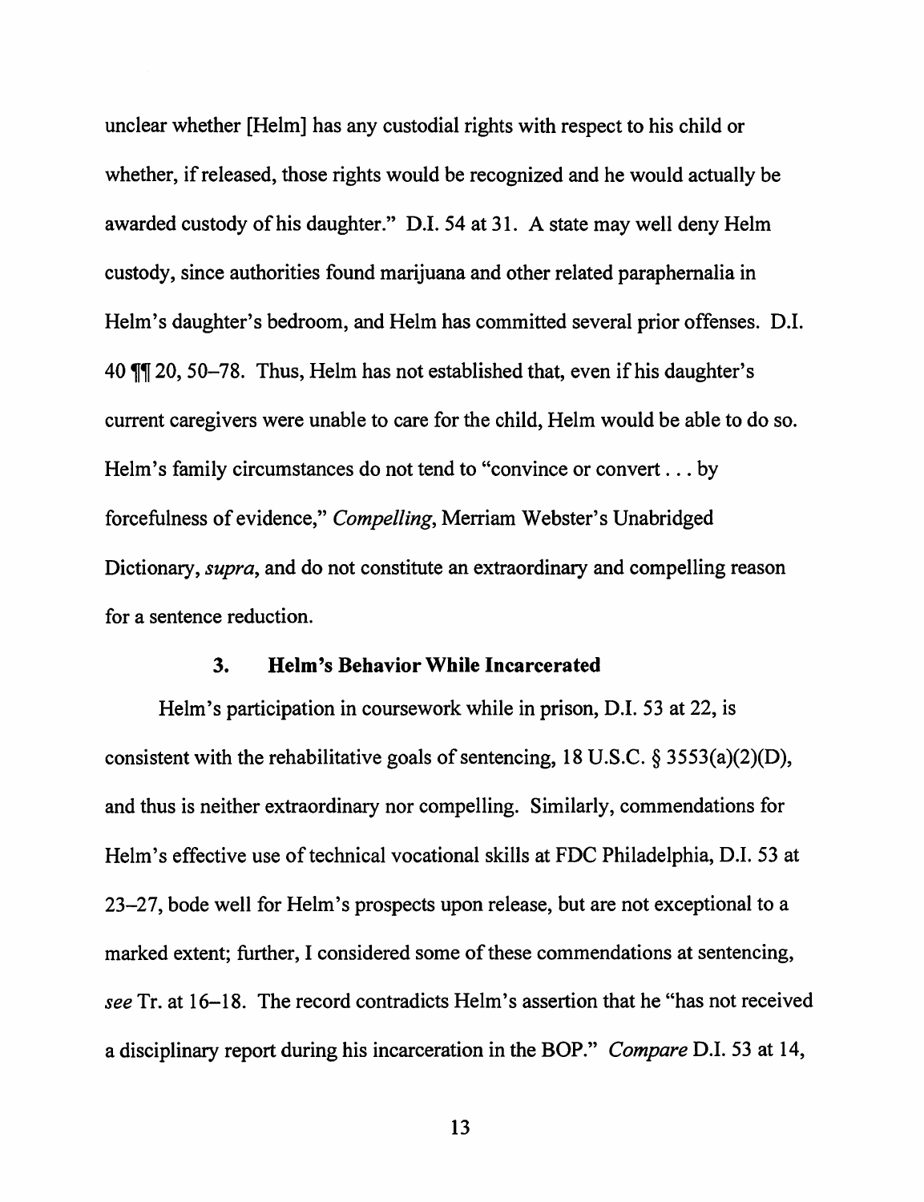unclear whether [Helm] has any custodial rights with respect to his child or whether, if released, those rights would be recognized and he would actually be awarded custody of his daughter." D.I. 54 at 31. A state may well deny Helm custody, since authorities found marijuana and other related paraphernalia in Helm's daughter's bedroom, and Helm has committed several prior offenses. D.I. 40 ¶¶ 20, 50–78. Thus, Helm has not established that, even if his daughter's current caregivers were unable to care for the child, Helm would be able to do so. Helm's family circumstances do not tend to "convince or convert . . . by forcefulness of evidence," *Compelling*, Merriam Webster's Unabridged Dictionary, *supra*, and do not constitute an extraordinary and compelling reason for a sentence reduction.

### 3. Helm's Behavior While Incarcerated

Helm's participation in coursework while in prison, D.I. 53 at 22, is consistent with the rehabilitative goals of sentencing, 18 U.S.C. § 3553(a)(2)(D), and thus is neither extraordinary nor compelling. Similarly, commendations for Helm's effective use of technical vocational skills at FDC Philadelphia, D.I. 53 at 23–27, bode well for Helm's prospects upon release, but are not exceptional to a marked extent; further, I considered some of these commendations at sentencing, *see* Tr. at 16–18. The record contradicts Helm's assertion that he "has not received a disciplinary report during his incarceration in the BOP." *Compare* D.I. 53 at 14,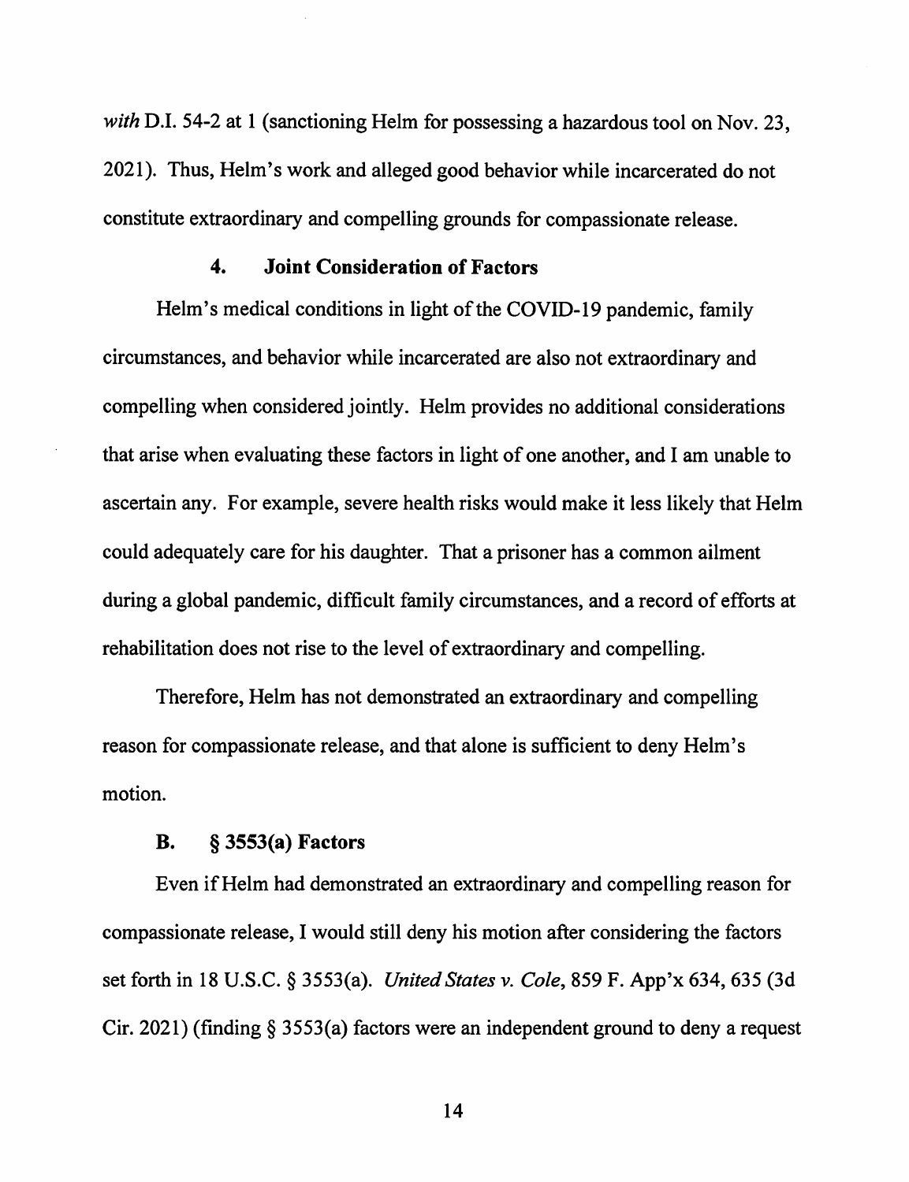*with* D.I. 54-2 at 1 (sanctioning Helm for possessing a hazardous tool on Nov. 23, 2021). Thus, Helm's work and alleged good behavior while incarcerated do not constitute extraordinary and compelling grounds for compassionate release.

#### 4. Joint Consideration of Factors

Helm's medical conditions in light of the COVID-19 pandemic, family circumstances, and behavior while incarcerated are also not extraordinary and compelling when considered jointly. Helm provides no additional considerations that arise when evaluating these factors in light of one another, and I am unable to ascertain any. For example, severe health risks would make it less likely that Helm could adequately care for his daughter. That a prisoner has a common ailment during a global pandemic, difficult family circumstances, and a record of efforts at rehabilitation does not rise to the level of extraordinary and compelling.

Therefore, Helm has not demonstrated an extraordinary and compelling reason for compassionate release, and that alone is sufficient to deny Helm's motion.

### B. § 3553(a) Factors

Even if Helm had demonstrated an extraordinary and compelling reason for compassionate release, I would still deny his motion after considering the factors set forth in 18 U.S.C. § 3553(a). *United States v. Cole*, 859 F. App'x 634, 635 (3d Cir. 2021) (finding § 3553(a) factors were an independent ground to deny a request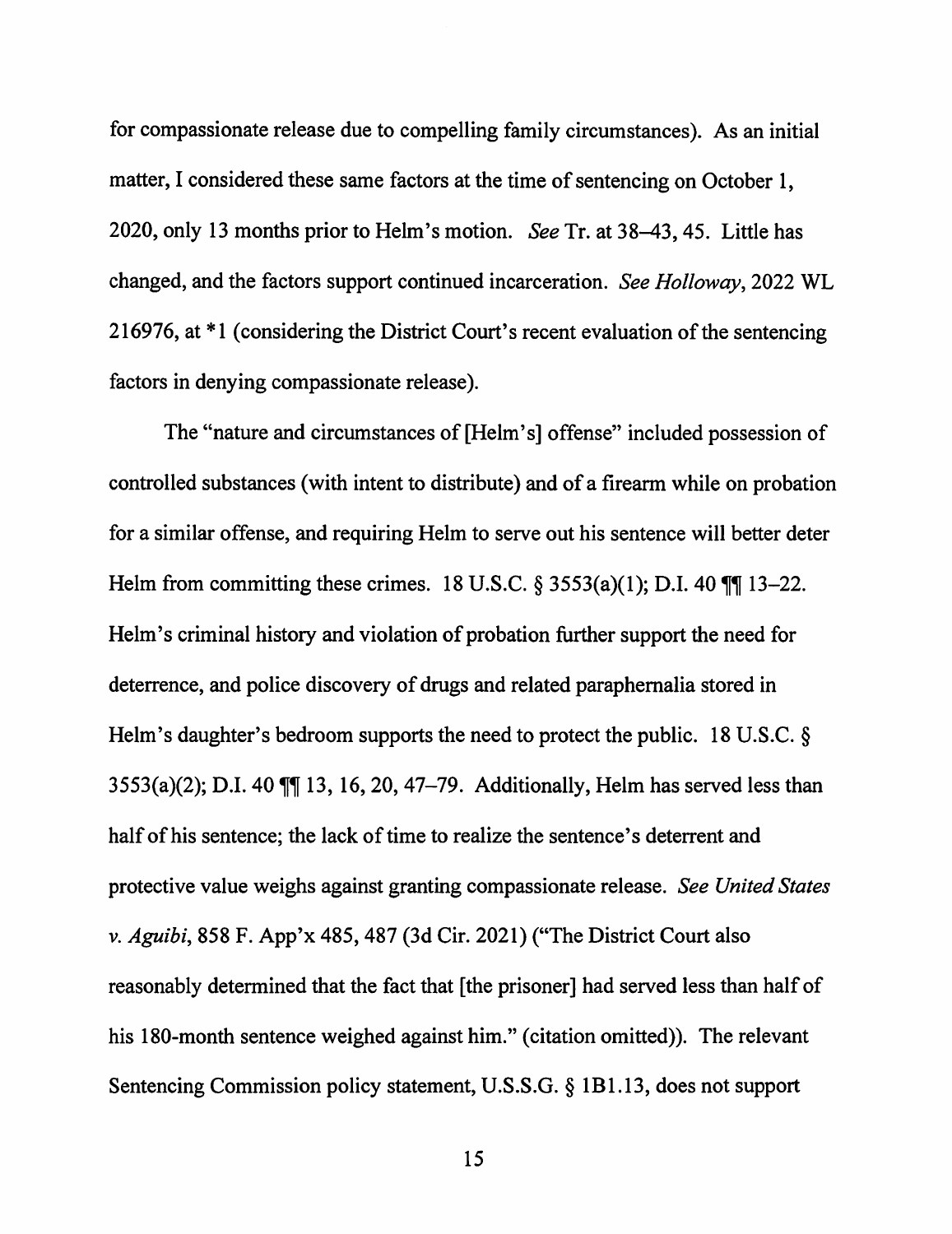for compassionate release due to compelling family circumstances). As an initial matter, I considered these same factors at the time of sentencing on October 1, 2020, only 13 months prior to Helm's motion. *See* Tr. at 38–43, 45. Little has changed, and the factors support continued incarceration. *See Holloway*, 2022 WL 216976, at *1 (considering the District Court's recent evaluation of the sentencing factors in denying compassionate release).

The "nature and circumstances of [Helm's] offense" included possession of controlled substances (with intent to distribute) and of a firearm while on probation for a similar offense, and requiring Helm to serve out his sentence will better deter Helm from committing these crimes. 18 U.S.C. § 3553(a)(1); D.I. 40 ¶¶ 13–22. Helm's criminal history and violation of probation further support the need for deterrence, and police discovery of drugs and related paraphernalia stored in Helm's daughter's bedroom supports the need to protect the public. 18 U.S.C. § 3553(a)(2); D.I. 40 ¶¶ 13, 16, 20, 47–79. Additionally, Helm has served less than half of his sentence; the lack of time to realize the sentence's deterrent and protective value weighs against granting compassionate release. *See United States v. Aguibi*, 858 F. App'x 485, 487 (3d Cir. 2021) ("The District Court also reasonably determined that the fact that [the prisoner] had served less than half of his 180-month sentence weighed against him." (citation omitted)). The relevant Sentencing Commission policy statement, U.S.S.G. § 1B1.13, does not support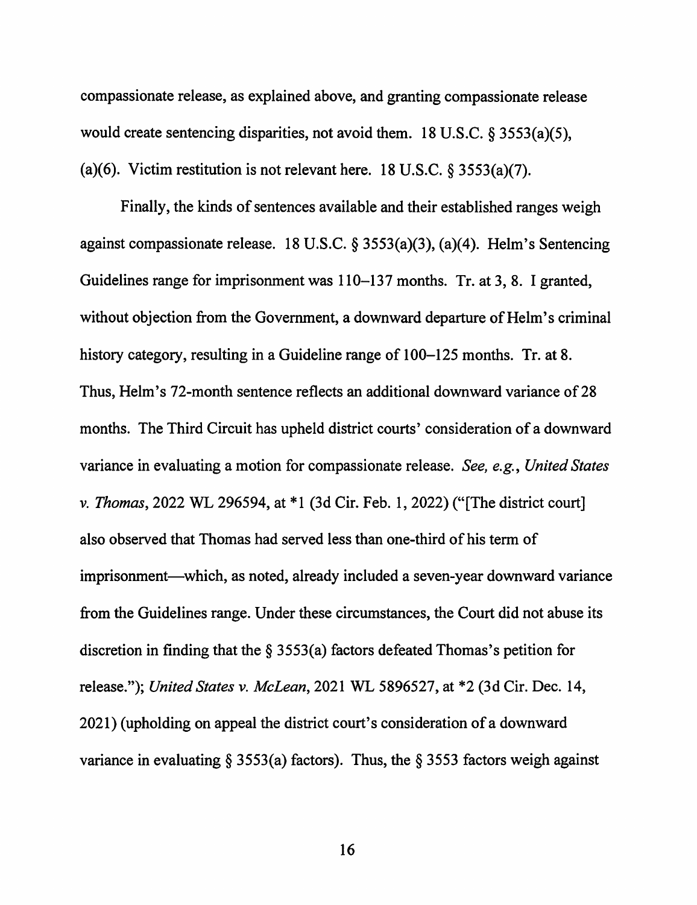compassionate release, as explained above, and granting compassionate release would create sentencing disparities, not avoid them. 18 U.S.C. § 3553(a)(5), (a)(6). Victim restitution is not relevant here. 18 U.S.C. § 3553(a)(7).

Finally, the kinds of sentences available and their established ranges weigh against compassionate release. 18 U.S.C. § 3553(a)(3), (a)(4). Helm's Sentencing Guidelines range for imprisonment was 110–137 months. Tr. at 3, 8. I granted, without objection from the Government, a downward departure of Helm's criminal history category, resulting in a Guideline range of 100–125 months. Tr. at 8. Thus, Helm's 72-month sentence reflects an additional downward variance of 28 months. The Third Circuit has upheld district courts' consideration of a downward variance in evaluating a motion for compassionate release. *See, e.g.*, *United States v. Thomas*, 2022 WL 296594, at *1 (3d Cir. Feb. 1, 2022) ("[The district court] also observed that Thomas had served less than one-third of his term of imprisonment—which, as noted, already included a seven-year downward variance from the Guidelines range. Under these circumstances, the Court did not abuse its discretion in finding that the § 3553(a) factors defeated Thomas's petition for release."); *United States v. McLean*, 2021 WL 5896527, at *2 (3d Cir. Dec. 14, 2021) (upholding on appeal the district court's consideration of a downward variance in evaluating § 3553(a) factors). Thus, the § 3553 factors weigh against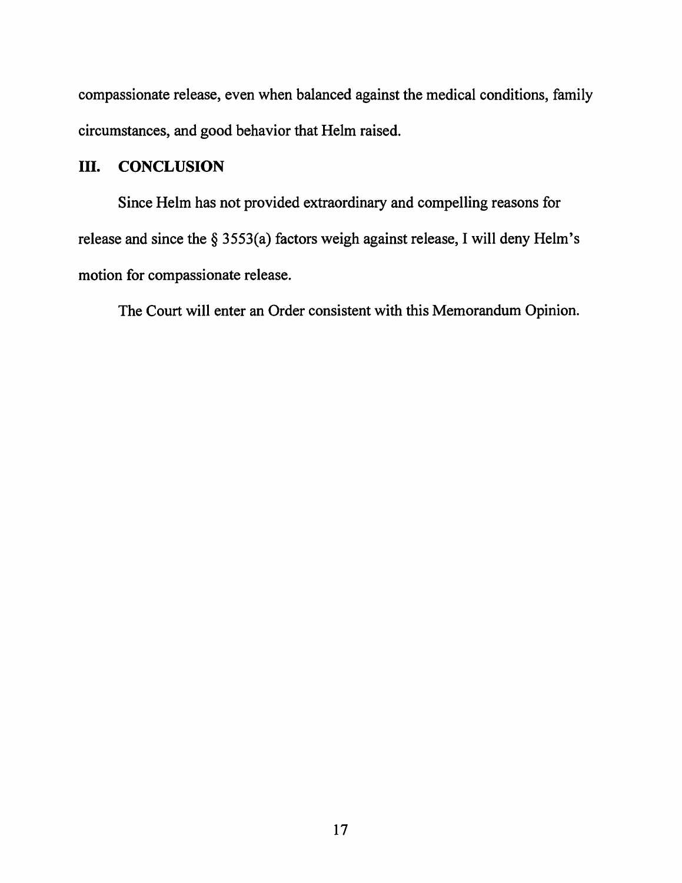compassionate release, even when balanced against the medical conditions, family circumstances, and good behavior that Helm raised.

## III. CONCLUSION

Since Helm has not provided extraordinary and compelling reasons for release and since the § 3553(a) factors weigh against release, I will deny Helm's motion for compassionate release.

The Court will enter an Order consistent with this Memorandum Opinion.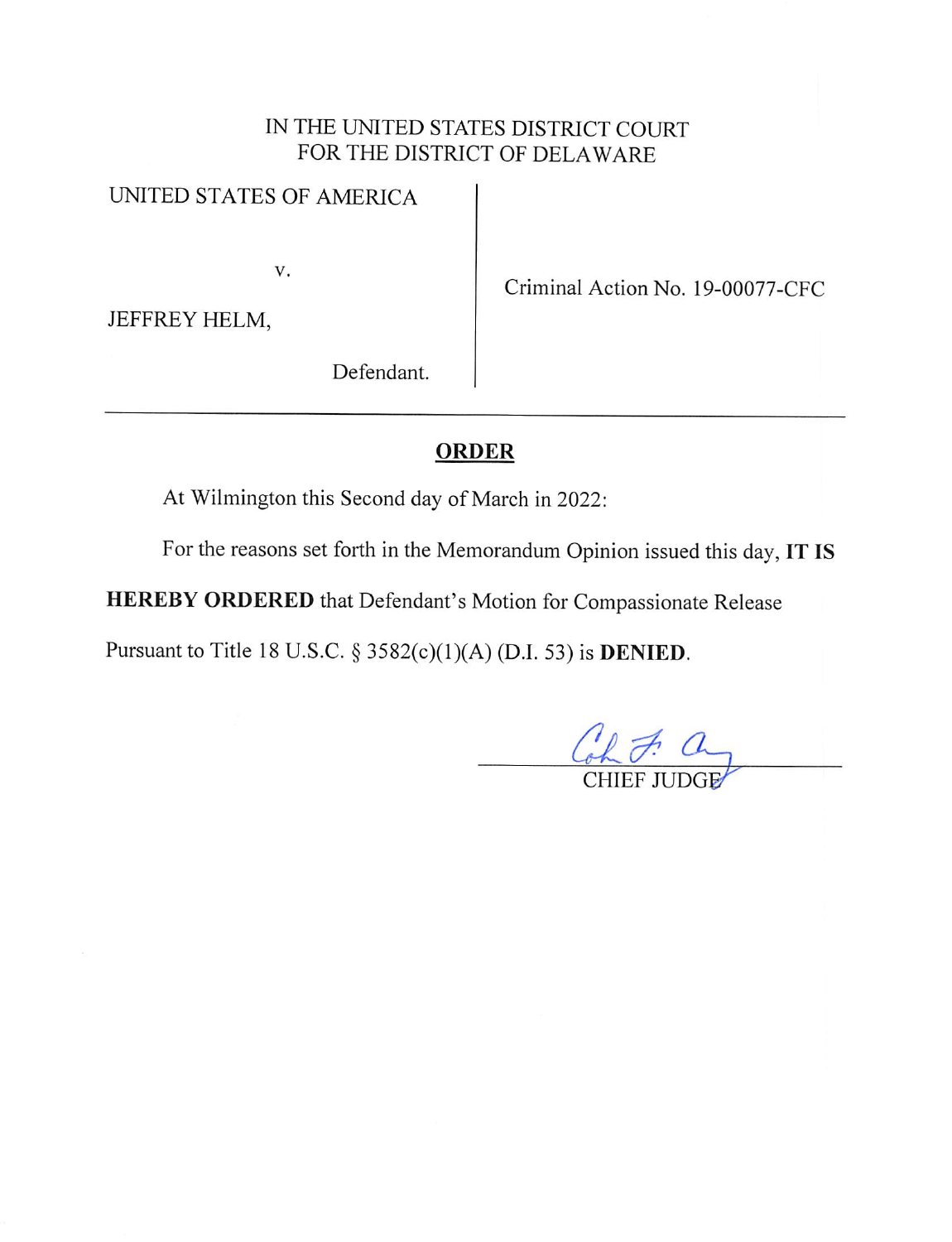IN THE UNITED STATES DISTRICT COURT
FOR THE DISTRICT OF DELAWARE

UNITED STATES OF AMERICA

v.

JEFFREY HELM,

Defendant.

Criminal Action No. 19-00077-CFC

---

## ORDER

At Wilmington this Second day of March in 2022:

For the reasons set forth in the Memorandum Opinion issued this day, **IT IS HEREBY ORDERED** that Defendant's Motion for Compassionate Release Pursuant to Title 18 U.S.C. § 3582(c)(1)(A) (D.I. 53) is **DENIED**.

CHIEF JUDGE